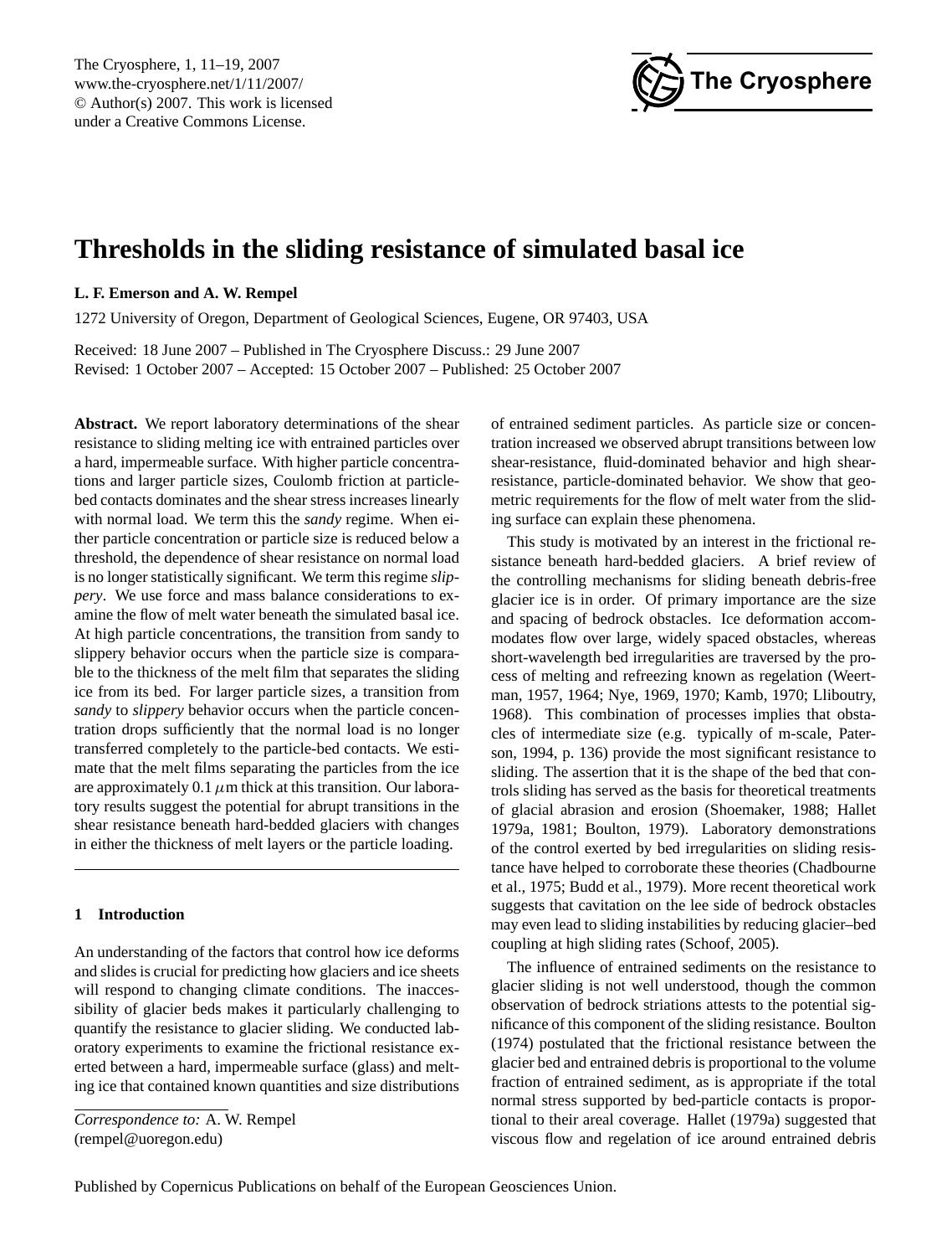# Thresholds in the sliding resistance of simulated basal ice

**L. F. Emerson and A. W. Rempel**

1272 University of Oregon, Department of Geological Sciences, Eugene, OR 97403, USA

Received: 18 June 2007 – Published in The Cryosphere Discuss.: 29 June 2007
Revised: 1 October 2007 – Accepted: 15 October 2007 – Published: 25 October 2007

**Abstract.** We report laboratory determinations of the shear resistance to sliding melting ice with entrained particles over a hard, impermeable surface. With higher particle concentrations and larger particle sizes, Coulomb friction at particle-bed contacts dominates and the shear stress increases linearly with normal load. We term this the *sandy* regime. When either particle concentration or particle size is reduced below a threshold, the dependence of shear resistance on normal load is no longer statistically significant. We term this regime *slippery*. We use force and mass balance considerations to examine the flow of melt water beneath the simulated basal ice. At high particle concentrations, the transition from sandy to slippery behavior occurs when the particle size is comparable to the thickness of the melt film that separates the sliding ice from its bed. For larger particle sizes, a transition from *sandy* to *slippery* behavior occurs when the particle concentration drops sufficiently that the normal load is no longer transferred completely to the particle-bed contacts. We estimate that the melt films separating the particles from the ice are approximately 0.1 $\mu$m thick at this transition. Our laboratory results suggest the potential for abrupt transitions in the shear resistance beneath hard-bedded glaciers with changes in either the thickness of melt layers or the particle loading.

## 1 Introduction

An understanding of the factors that control how ice deforms and slides is crucial for predicting how glaciers and ice sheets will respond to changing climate conditions. The inaccessibility of glacier beds makes it particularly challenging to quantify the resistance to glacier sliding. We conducted laboratory experiments to examine the frictional resistance exerted between a hard, impermeable surface (glass) and melting ice that contained known quantities and size distributions of entrained sediment particles. As particle size or concentration increased we observed abrupt transitions between low shear-resistance, fluid-dominated behavior and high shear-resistance, particle-dominated behavior. We show that geometric requirements for the flow of melt water from the sliding surface can explain these phenomena.

This study is motivated by an interest in the frictional resistance beneath hard-bedded glaciers. A brief review of the controlling mechanisms for sliding beneath debris-free glacier ice is in order. Of primary importance are the size and spacing of bedrock obstacles. Ice deformation accommodates flow over large, widely spaced obstacles, whereas short-wavelength bed irregularities are traversed by the process of melting and refreezing known as regelation (Weertman, 1957, 1964; Nye, 1969, 1970; Kamb, 1970; Lliboutry, 1968). This combination of processes implies that obstacles of intermediate size (e.g. typically of m-scale, Paterson, 1994, p. 136) provide the most significant resistance to sliding. The assertion that it is the shape of the bed that controls sliding has served as the basis for theoretical treatments of glacial abrasion and erosion (Shoemaker, 1988; Hallet 1979a, 1981; Boulton, 1979). Laboratory demonstrations of the control exerted by bed irregularities on sliding resistance have helped to corroborate these theories (Chadbourne et al., 1975; Budd et al., 1979). More recent theoretical work suggests that cavitation on the lee side of bedrock obstacles may even lead to sliding instabilities by reducing glacier–bed coupling at high sliding rates (Schoof, 2005).

The influence of entrained sediments on the resistance to glacier sliding is not well understood, though the common observation of bedrock striations attests to the potential significance of this component of the sliding resistance. Boulton (1974) postulated that the frictional resistance between the glacier bed and entrained debris is proportional to the volume fraction of entrained sediment, as is appropriate if the total normal stress supported by bed-particle contacts is proportional to their areal coverage. Hallet (1979a) suggested that viscous flow and regelation of ice around entrained debris

*Correspondence to:* A. W. Rempel
(rempel@uoregon.edu)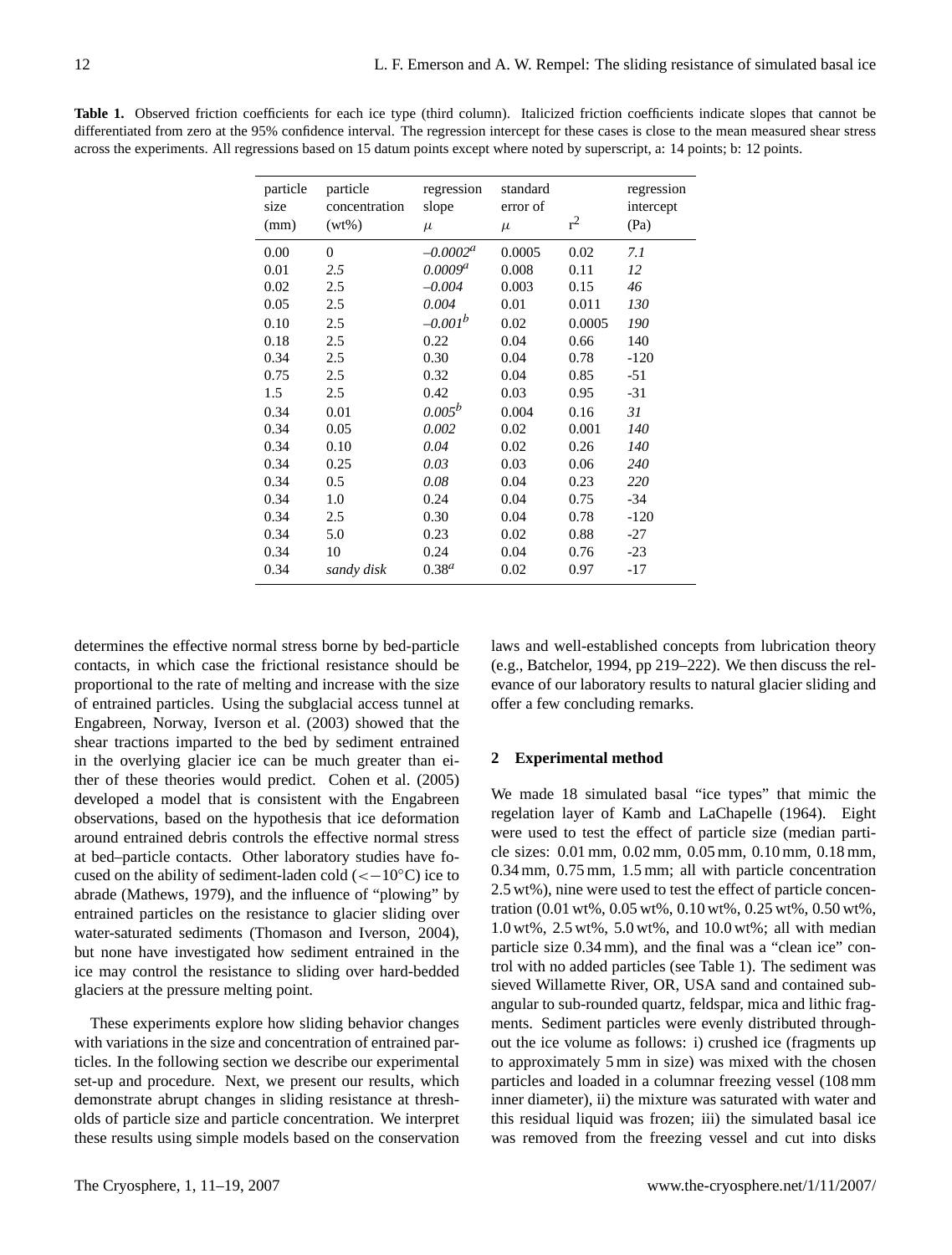**Table 1.** Observed friction coefficients for each ice type (third column). Italicized friction coefficients indicate slopes that cannot be differentiated from zero at the 95% confidence interval. The regression intercept for these cases is close to the mean measured shear stress across the experiments. All regressions based on 15 datum points except where noted by superscript, a: 14 points; b: 12 points.

| particle size (mm) | particle concentration (wt%) | regression slope $\mu$ | standard error of $\mu$ | $r^2$ | regression intercept (Pa) |
|---|---|---|---|---|---|
| 0.00 | 0 | *–0.0002*[a] | 0.0005 | 0.02 | *7.1* |
| 0.01 | *2.5* | *0.0009*[a] | 0.008 | 0.11 | *12* |
| 0.02 | 2.5 | *–0.004* | 0.003 | 0.15 | *46* |
| 0.05 | 2.5 | *0.004* | 0.01 | 0.011 | *130* |
| 0.10 | 2.5 | *–0.001*[b] | 0.02 | 0.0005 | *190* |
| 0.18 | 2.5 | 0.22 | 0.04 | 0.66 | 140 |
| 0.34 | 2.5 | 0.30 | 0.04 | 0.78 | -120 |
| 0.75 | 2.5 | 0.32 | 0.04 | 0.85 | -51 |
| 1.5 | 2.5 | 0.42 | 0.03 | 0.95 | -31 |
| 0.34 | 0.01 | *0.005*[b] | 0.004 | 0.16 | *31* |
| 0.34 | 0.05 | *0.002* | 0.02 | 0.001 | *140* |
| 0.34 | 0.10 | *0.04* | 0.02 | 0.26 | *140* |
| 0.34 | 0.25 | *0.03* | 0.03 | 0.06 | *240* |
| 0.34 | 0.5 | *0.08* | 0.04 | 0.23 | *220* |
| 0.34 | 1.0 | 0.24 | 0.04 | 0.75 | -34 |
| 0.34 | 2.5 | 0.30 | 0.04 | 0.78 | -120 |
| 0.34 | 5.0 | 0.23 | 0.02 | 0.88 | -27 |
| 0.34 | 10 | 0.24 | 0.04 | 0.76 | -23 |
| 0.34 | *sandy disk* | 0.38[a] | 0.02 | 0.97 | -17 |

determines the effective normal stress borne by bed-particle contacts, in which case the frictional resistance should be proportional to the rate of melting and increase with the size of entrained particles. Using the subglacial access tunnel at Engabreen, Norway, Iverson et al. (2003) showed that the shear tractions imparted to the bed by sediment entrained in the overlying glacier ice can be much greater than either of these theories would predict. Cohen et al. (2005) developed a model that is consistent with the Engabreen observations, based on the hypothesis that ice deformation around entrained debris controls the effective normal stress at bed–particle contacts. Other laboratory studies have focused on the ability of sediment-laden cold ($<-10^{\circ}$C) ice to abrade (Mathews, 1979), and the influence of "plowing" by entrained particles on the resistance to glacier sliding over water-saturated sediments (Thomason and Iverson, 2004), but none have investigated how sediment entrained in the ice may control the resistance to sliding over hard-bedded glaciers at the pressure melting point.

These experiments explore how sliding behavior changes with variations in the size and concentration of entrained particles. In the following section we describe our experimental set-up and procedure. Next, we present our results, which demonstrate abrupt changes in sliding resistance at thresholds of particle size and particle concentration. We interpret these results using simple models based on the conservation laws and well-established concepts from lubrication theory (e.g., Batchelor, 1994, pp 219–222). We then discuss the relevance of our laboratory results to natural glacier sliding and offer a few concluding remarks.

## 2 Experimental method

We made 18 simulated basal "ice types" that mimic the regelation layer of Kamb and LaChapelle (1964). Eight were used to test the effect of particle size (median particle sizes: 0.01 mm, 0.02 mm, 0.05 mm, 0.10 mm, 0.18 mm, 0.34 mm, 0.75 mm, 1.5 mm; all with particle concentration 2.5 wt%), nine were used to test the effect of particle concentration (0.01 wt%, 0.05 wt%, 0.10 wt%, 0.25 wt%, 0.50 wt%, 1.0 wt%, 2.5 wt%, 5.0 wt%, and 10.0 wt%; all with median particle size 0.34 mm), and the final was a "clean ice" control with no added particles (see Table 1). The sediment was sieved Willamette River, OR, USA sand and contained subangular to sub-rounded quartz, feldspar, mica and lithic fragments. Sediment particles were evenly distributed throughout the ice volume as follows: i) crushed ice (fragments up to approximately 5 mm in size) was mixed with the chosen particles and loaded in a columnar freezing vessel (108 mm inner diameter), ii) the mixture was saturated with water and this residual liquid was frozen; iii) the simulated basal ice was removed from the freezing vessel and cut into disks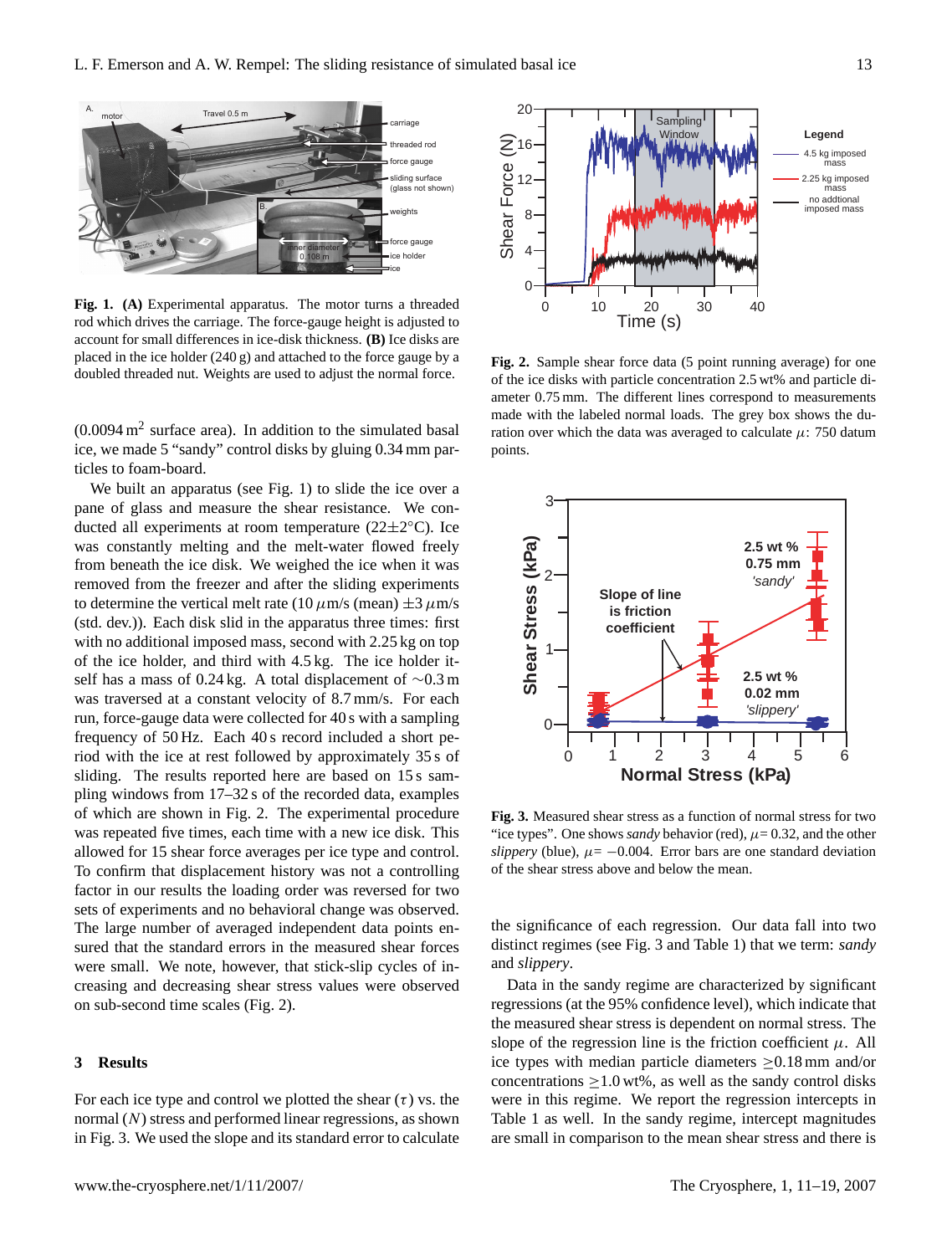**Fig. 1.** **(A)** Experimental apparatus. The motor turns a threaded rod which drives the carriage. The force-gauge height is adjusted to account for small differences in ice-disk thickness. **(B)** Ice disks are placed in the ice holder (240 g) and attached to the force gauge by a doubled threaded nut. Weights are used to adjust the normal force.

(0.0094 $m^2$ surface area). In addition to the simulated basal ice, we made 5 "sandy" control disks by gluing 0.34 mm particles to foam-board.

We built an apparatus (see Fig. 1) to slide the ice over a pane of glass and measure the shear resistance. We conducted all experiments at room temperature (22±2°C). Ice was constantly melting and the melt-water flowed freely from beneath the ice disk. We weighed the ice when it was removed from the freezer and after the sliding experiments to determine the vertical melt rate (10 $\mu$m/s (mean) ±3 $\mu$m/s (std. dev.)). Each disk slid in the apparatus three times: first with no additional imposed mass, second with 2.25 kg on top of the ice holder, and third with 4.5 kg. The ice holder itself has a mass of 0.24 kg. A total displacement of ∼0.3 m was traversed at a constant velocity of 8.7 mm/s. For each run, force-gauge data were collected for 40 s with a sampling frequency of 50 Hz. Each 40 s record included a short period with the ice at rest followed by approximately 35 s of sliding. The results reported here are based on 15 s sampling windows from 17–32 s of the recorded data, examples of which are shown in Fig. 2. The experimental procedure was repeated five times, each time with a new ice disk. This allowed for 15 shear force averages per ice type and control. To confirm that displacement history was not a controlling factor in our results the loading order was reversed for two sets of experiments and no behavioral change was observed. The large number of averaged independent data points ensured that the standard errors in the measured shear forces were small. We note, however, that stick-slip cycles of increasing and decreasing shear stress values were observed on sub-second time scales (Fig. 2).

## 3 Results

For each ice type and control we plotted the shear ($\tau$) vs. the normal ($N$) stress and performed linear regressions, as shown in Fig. 3. We used the slope and its standard error to calculate

**Fig. 2.** Sample shear force data (5 point running average) for one of the ice disks with particle concentration 2.5 wt% and particle diameter 0.75 mm. The different lines correspond to measurements made with the labeled normal loads. The grey box shows the duration over which the data was averaged to calculate $\mu$: 750 datum points.

**Fig. 3.** Measured shear stress as a function of normal stress for two "ice types". One shows *sandy* behavior (red), $\mu$= 0.32, and the other *slippery* (blue), $\mu$= −0.004. Error bars are one standard deviation of the shear stress above and below the mean.

the significance of each regression. Our data fall into two distinct regimes (see Fig. 3 and Table 1) that we term: *sandy* and *slippery*.

Data in the sandy regime are characterized by significant regressions (at the 95% confidence level), which indicate that the measured shear stress is dependent on normal stress. The slope of the regression line is the friction coefficient $\mu$. All ice types with median particle diameters ≥0.18 mm and/or concentrations ≥1.0 wt%, as well as the sandy control disks were in this regime. We report the regression intercepts in Table 1 as well. In the sandy regime, intercept magnitudes are small in comparison to the mean shear stress and there is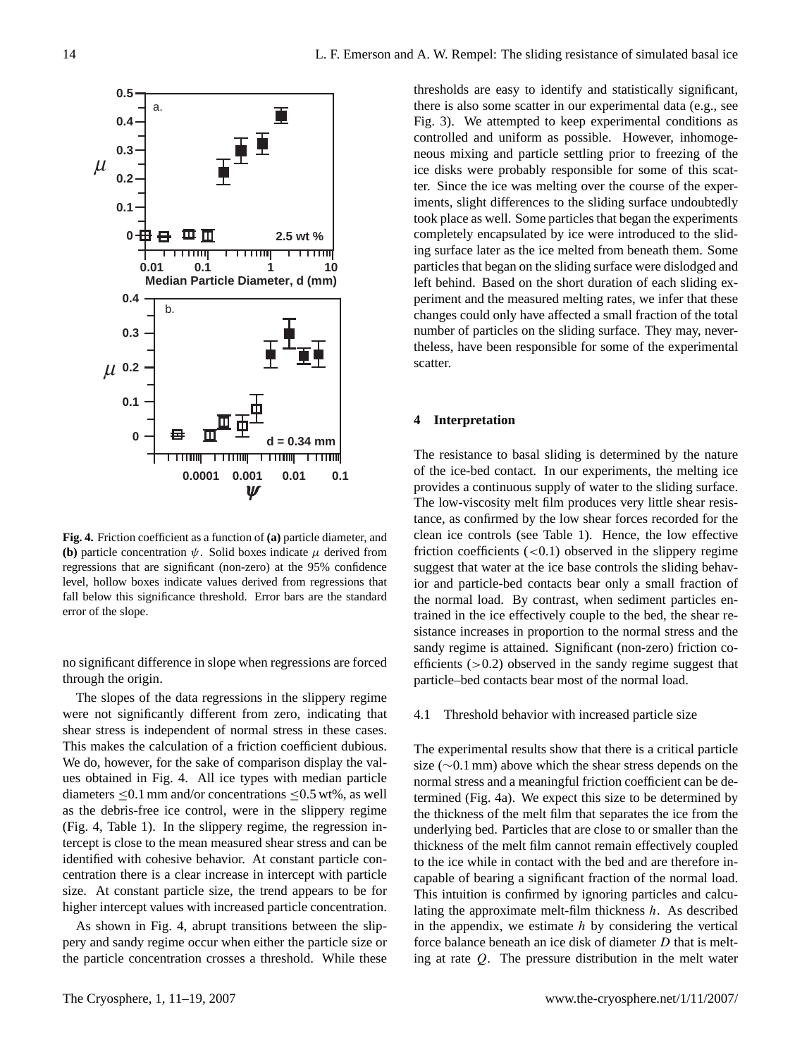**Fig. 4.** Friction coefficient as a function of **(a)** particle diameter, and **(b)** particle concentration $\psi$. Solid boxes indicate $\mu$ derived from regressions that are significant (non-zero) at the 95% confidence level, hollow boxes indicate values derived from regressions that fall below this significance threshold. Error bars are the standard error of the slope.

no significant difference in slope when regressions are forced through the origin.

The slopes of the data regressions in the slippery regime were not significantly different from zero, indicating that shear stress is independent of normal stress in these cases. This makes the calculation of a friction coefficient dubious. We do, however, for the sake of comparison display the values obtained in Fig. 4. All ice types with median particle diameters $\leq$0.1 mm and/or concentrations $\leq$0.5 wt%, as well as the debris-free ice control, were in the slippery regime (Fig. 4, Table 1). In the slippery regime, the regression intercept is close to the mean measured shear stress and can be identified with cohesive behavior. At constant particle concentration there is a clear increase in intercept with particle size. At constant particle size, the trend appears to be for higher intercept values with increased particle concentration.

As shown in Fig. 4, abrupt transitions between the slippery and sandy regime occur when either the particle size or the particle concentration crosses a threshold. While these thresholds are easy to identify and statistically significant, there is also some scatter in our experimental data (e.g., see Fig. 3). We attempted to keep experimental conditions as controlled and uniform as possible. However, inhomogeneous mixing and particle settling prior to freezing of the ice disks were probably responsible for some of this scatter. Since the ice was melting over the course of the experiments, slight differences to the sliding surface undoubtedly took place as well. Some particles that began the experiments completely encapsulated by ice were introduced to the sliding surface later as the ice melted from beneath them. Some particles that began on the sliding surface were dislodged and left behind. Based on the short duration of each sliding experiment and the measured melting rates, we infer that these changes could only have affected a small fraction of the total number of particles on the sliding surface. They may, nevertheless, have been responsible for some of the experimental scatter.

## 4 Interpretation

The resistance to basal sliding is determined by the nature of the ice-bed contact. In our experiments, the melting ice provides a continuous supply of water to the sliding surface. The low-viscosity melt film produces very little shear resistance, as confirmed by the low shear forces recorded for the clean ice controls (see Table 1). Hence, the low effective friction coefficients (<0.1) observed in the slippery regime suggest that water at the ice base controls the sliding behavior and particle-bed contacts bear only a small fraction of the normal load. By contrast, when sediment particles entrained in the ice effectively couple to the bed, the shear resistance increases in proportion to the normal stress and the sandy regime is attained. Significant (non-zero) friction coefficients (>0.2) observed in the sandy regime suggest that particle–bed contacts bear most of the normal load.

### 4.1 Threshold behavior with increased particle size

The experimental results show that there is a critical particle size (~0.1 mm) above which the shear stress depends on the normal stress and a meaningful friction coefficient can be determined (Fig. 4a). We expect this size to be determined by the thickness of the melt film that separates the ice from the underlying bed. Particles that are close to or smaller than the thickness of the melt film cannot remain effectively coupled to the ice while in contact with the bed and are therefore incapable of bearing a significant fraction of the normal load. This intuition is confirmed by ignoring particles and calculating the approximate melt-film thickness $h$. As described in the appendix, we estimate $h$ by considering the vertical force balance beneath an ice disk of diameter $D$ that is melting at rate $Q$. The pressure distribution in the melt water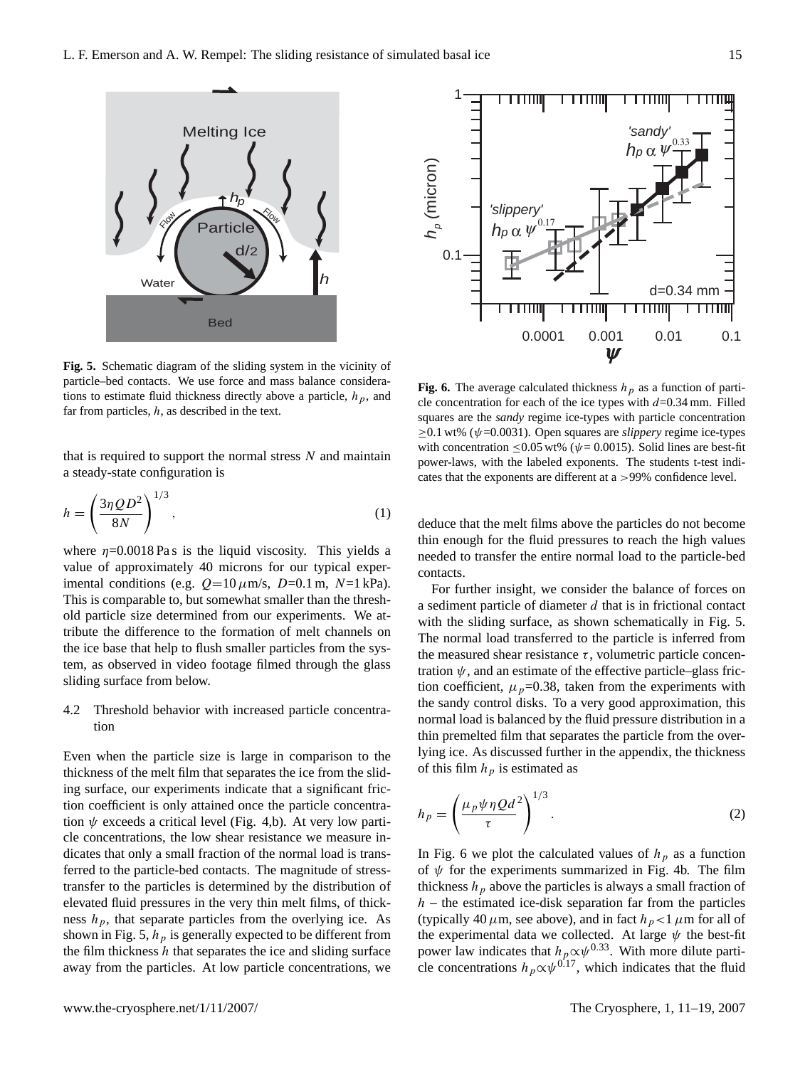**Fig. 5.** Schematic diagram of the sliding system in the vicinity of particle–bed contacts. We use force and mass balance considerations to estimate fluid thickness directly above a particle, $h_p$, and far from particles, $h$, as described in the text.

**Fig. 6.** The average calculated thickness $h_p$ as a function of particle concentration for each of the ice types with $d$=0.34 mm. Filled squares are the *sandy* regime ice-types with particle concentration ≥0.1 wt% ($\psi$=0.0031). Open squares are *slippery* regime ice-types with concentration ≤0.05 wt% ($\psi$= 0.0015). Solid lines are best-fit power-laws, with the labeled exponents. The students t-test indicates that the exponents are different at a >99% confidence level.

that is required to support the normal stress $N$ and maintain a steady-state configuration is

$$h = \left( \frac{3\eta Q D^2}{8N} \right)^{1/3}, \tag{1}$$

where $\eta$=0.0018 Pa s is the liquid viscosity. This yields a value of approximately 40 microns for our typical experimental conditions (e.g. $Q$=10 $\mu$m/s, $D$=0.1 m, $N$=1 kPa). This is comparable to, but somewhat smaller than the threshold particle size determined from our experiments. We attribute the difference to the formation of melt channels on the ice base that help to flush smaller particles from the system, as observed in video footage filmed through the glass sliding surface from below.

### 4.2 Threshold behavior with increased particle concentration

Even when the particle size is large in comparison to the thickness of the melt film that separates the ice from the sliding surface, our experiments indicate that a significant friction coefficient is only attained once the particle concentration $\psi$ exceeds a critical level (Fig. 4,b). At very low particle concentrations, the low shear resistance we measure indicates that only a small fraction of the normal load is transferred to the particle-bed contacts. The magnitude of stress-transfer to the particles is determined by the distribution of elevated fluid pressures in the very thin melt films, of thickness $h_p$, that separate particles from the overlying ice. As shown in Fig. 5, $h_p$ is generally expected to be different from the film thickness $h$ that separates the ice and sliding surface away from the particles. At low particle concentrations, we deduce that the melt films above the particles do not become thin enough for the fluid pressures to reach the high values needed to transfer the entire normal load to the particle-bed contacts.

For further insight, we consider the balance of forces on a sediment particle of diameter $d$ that is in frictional contact with the sliding surface, as shown schematically in Fig. 5. The normal load transferred to the particle is inferred from the measured shear resistance $\tau$, volumetric particle concentration $\psi$, and an estimate of the effective particle–glass friction coefficient, $\mu_p$=0.38, taken from the experiments with the sandy control disks. To a very good approximation, this normal load is balanced by the fluid pressure distribution in a thin premelted film that separates the particle from the overlying ice. As discussed further in the appendix, the thickness of this film $h_p$ is estimated as

$$h_p = \left( \frac{\mu_p \psi \eta Q d^2}{\tau} \right)^{1/3}. \tag{2}$$

In Fig. 6 we plot the calculated values of $h_p$ as a function of $\psi$ for the experiments summarized in Fig. 4b. The film thickness $h_p$ above the particles is always a small fraction of $h$ – the estimated ice-disk separation far from the particles (typically 40 $\mu$m, see above), and in fact $h_p$<1 $\mu$m for all of the experimental data we collected. At large $\psi$ the best-fit power law indicates that $h_p \propto \psi^{0.33}$. With more dilute particle concentrations $h_p \propto \psi^{0.17}$, which indicates that the fluid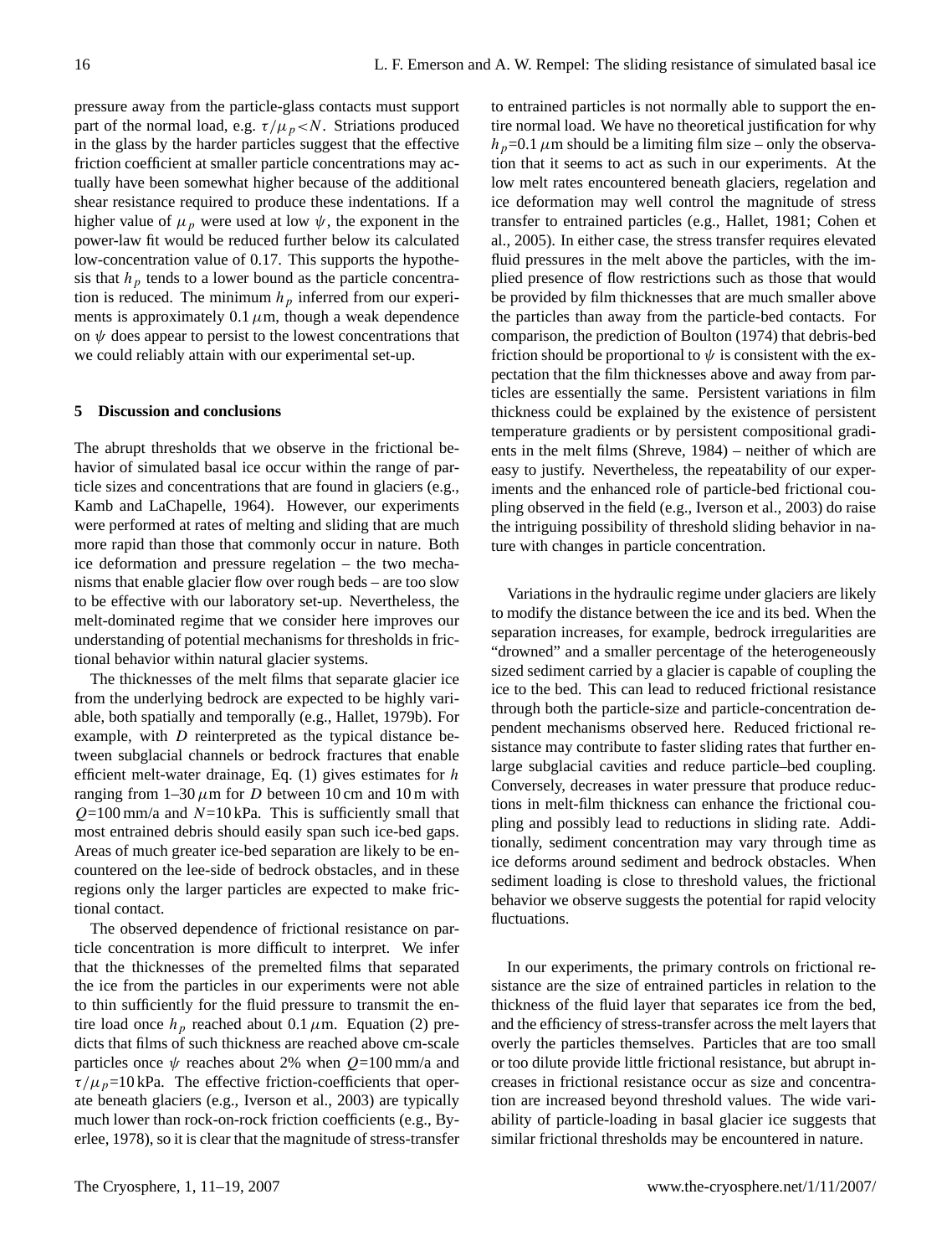pressure away from the particle-glass contacts must support part of the normal load, e.g. $\tau/\mu_p<N$. Striations produced in the glass by the harder particles suggest that the effective friction coefficient at smaller particle concentrations may actually have been somewhat higher because of the additional shear resistance required to produce these indentations. If a higher value of $\mu_p$ were used at low $\psi$, the exponent in the power-law fit would be reduced further below its calculated low-concentration value of 0.17. This supports the hypothesis that $h_p$ tends to a lower bound as the particle concentration is reduced. The minimum $h_p$ inferred from our experiments is approximately 0.1 $\mu$m, though a weak dependence on $\psi$ does appear to persist to the lowest concentrations that we could reliably attain with our experimental set-up.

## 5 Discussion and conclusions

The abrupt thresholds that we observe in the frictional behavior of simulated basal ice occur within the range of particle sizes and concentrations that are found in glaciers (e.g., Kamb and LaChapelle, 1964). However, our experiments were performed at rates of melting and sliding that are much more rapid than those that commonly occur in nature. Both ice deformation and pressure regelation – the two mechanisms that enable glacier flow over rough beds – are too slow to be effective with our laboratory set-up. Nevertheless, the melt-dominated regime that we consider here improves our understanding of potential mechanisms for thresholds in frictional behavior within natural glacier systems.

The thicknesses of the melt films that separate glacier ice from the underlying bedrock are expected to be highly variable, both spatially and temporally (e.g., Hallet, 1979b). For example, with $D$ reinterpreted as the typical distance between subglacial channels or bedrock fractures that enable efficient melt-water drainage, Eq. (1) gives estimates for $h$ ranging from 1–30 $\mu$m for $D$ between 10 cm and 10 m with $Q$=100 mm/a and $N$=10 kPa. This is sufficiently small that most entrained debris should easily span such ice-bed gaps. Areas of much greater ice-bed separation are likely to be encountered on the lee-side of bedrock obstacles, and in these regions only the larger particles are expected to make frictional contact.

The observed dependence of frictional resistance on particle concentration is more difficult to interpret. We infer that the thicknesses of the premelted films that separated the ice from the particles in our experiments were not able to thin sufficiently for the fluid pressure to transmit the entire load once $h_p$ reached about 0.1 $\mu$m. Equation (2) predicts that films of such thickness are reached above cm-scale particles once $\psi$ reaches about 2% when $Q$=100 mm/a and $\tau/\mu_p$=10 kPa. The effective friction-coefficients that operate beneath glaciers (e.g., Iverson et al., 2003) are typically much lower than rock-on-rock friction coefficients (e.g., Byerlee, 1978), so it is clear that the magnitude of stress-transfer to entrained particles is not normally able to support the entire normal load. We have no theoretical justification for why $h_p$=0.1 $\mu$m should be a limiting film size – only the observation that it seems to act as such in our experiments. At the low melt rates encountered beneath glaciers, regelation and ice deformation may well control the magnitude of stress transfer to entrained particles (e.g., Hallet, 1981; Cohen et al., 2005). In either case, the stress transfer requires elevated fluid pressures in the melt above the particles, with the implied presence of flow restrictions such as those that would be provided by film thicknesses that are much smaller above the particles than away from the particle-bed contacts. For comparison, the prediction of Boulton (1974) that debris-bed friction should be proportional to $\psi$ is consistent with the expectation that the film thicknesses above and away from particles are essentially the same. Persistent variations in film thickness could be explained by the existence of persistent temperature gradients or by persistent compositional gradients in the melt films (Shreve, 1984) – neither of which are easy to justify. Nevertheless, the repeatability of our experiments and the enhanced role of particle-bed frictional coupling observed in the field (e.g., Iverson et al., 2003) do raise the intriguing possibility of threshold sliding behavior in nature with changes in particle concentration.

Variations in the hydraulic regime under glaciers are likely to modify the distance between the ice and its bed. When the separation increases, for example, bedrock irregularities are "drowned" and a smaller percentage of the heterogeneously sized sediment carried by a glacier is capable of coupling the ice to the bed. This can lead to reduced frictional resistance through both the particle-size and particle-concentration dependent mechanisms observed here. Reduced frictional resistance may contribute to faster sliding rates that further enlarge subglacial cavities and reduce particle–bed coupling. Conversely, decreases in water pressure that produce reductions in melt-film thickness can enhance the frictional coupling and possibly lead to reductions in sliding rate. Additionally, sediment concentration may vary through time as ice deforms around sediment and bedrock obstacles. When sediment loading is close to threshold values, the frictional behavior we observe suggests the potential for rapid velocity fluctuations.

In our experiments, the primary controls on frictional resistance are the size of entrained particles in relation to the thickness of the fluid layer that separates ice from the bed, and the efficiency of stress-transfer across the melt layers that overly the particles themselves. Particles that are too small or too dilute provide little frictional resistance, but abrupt increases in frictional resistance occur as size and concentration are increased beyond threshold values. The wide variability of particle-loading in basal glacier ice suggests that similar frictional thresholds may be encountered in nature.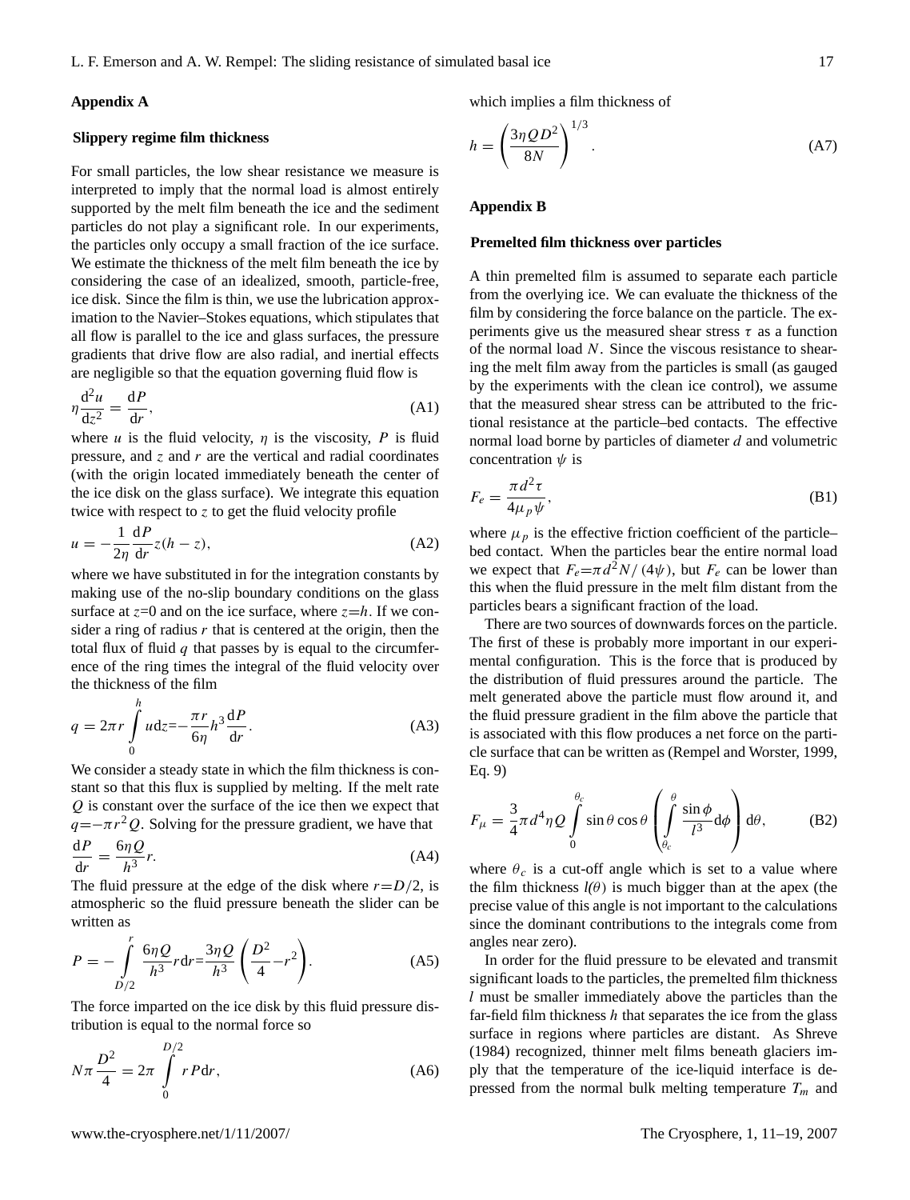## Appendix A

### Slippery regime film thickness

For small particles, the low shear resistance we measure is interpreted to imply that the normal load is almost entirely supported by the melt film beneath the ice and the sediment particles do not play a significant role. In our experiments, the particles only occupy a small fraction of the ice surface. We estimate the thickness of the melt film beneath the ice by considering the case of an idealized, smooth, particle-free, ice disk. Since the film is thin, we use the lubrication approximation to the Navier–Stokes equations, which stipulates that all flow is parallel to the ice and glass surfaces, the pressure gradients that drive flow are also radial, and inertial effects are negligible so that the equation governing fluid flow is

$$\eta \frac{\mathrm{d}^2 u}{\mathrm{d}z^2} = \frac{\mathrm{d}P}{\mathrm{d}r}, \tag{A1}$$

where $u$ is the fluid velocity, $\eta$ is the viscosity, $P$ is fluid pressure, and $z$ and $r$ are the vertical and radial coordinates (with the origin located immediately beneath the center of the ice disk on the glass surface). We integrate this equation twice with respect to $z$ to get the fluid velocity profile

$$u = -\frac{1}{2\eta}\frac{\mathrm{d}P}{\mathrm{d}r} z(h-z), \tag{A2}$$

where we have substituted in for the integration constants by making use of the no-slip boundary conditions on the glass surface at $z$=0 and on the ice surface, where $z$=$h$. If we consider a ring of radius $r$ that is centered at the origin, then the total flux of fluid $q$ that passes by is equal to the circumference of the ring times the integral of the fluid velocity over the thickness of the film

$$q = 2\pi r \int_0^h u \mathrm{d}z = -\frac{\pi r}{6\eta} h^3 \frac{\mathrm{d}P}{\mathrm{d}r}. \tag{A3}$$

We consider a steady state in which the film thickness is constant so that this flux is supplied by melting. If the melt rate $Q$ is constant over the surface of the ice then we expect that $q$=$-\pi r^2 Q$. Solving for the pressure gradient, we have that

$$\frac{\mathrm{d}P}{\mathrm{d}r} = \frac{6\eta Q}{h^3} r. \tag{A4}$$

The fluid pressure at the edge of the disk where $r$=$D/2$, is atmospheric so the fluid pressure beneath the slider can be written as

$$P = -\int_{D/2}^{r} \frac{6\eta Q}{h^3} r \mathrm{d}r = \frac{3\eta Q}{h^3}\left(\frac{D^2}{4} - r^2\right). \tag{A5}$$

The force imparted on the ice disk by this fluid pressure distribution is equal to the normal force so

$$N\pi \frac{D^2}{4} = 2\pi \int_0^{D/2} r P \mathrm{d}r, \tag{A6}$$

which implies a film thickness of

$$h = \left(\frac{3\eta Q D^2}{8N}\right)^{1/3}. \tag{A7}$$

## Appendix B

### Premelted film thickness over particles

A thin premelted film is assumed to separate each particle from the overlying ice. We can evaluate the thickness of the film by considering the force balance on the particle. The experiments give us the measured shear stress $\tau$ as a function of the normal load $N$. Since the viscous resistance to shearing the melt film away from the particles is small (as gauged by the experiments with the clean ice control), we assume that the measured shear stress can be attributed to the frictional resistance at the particle–bed contacts. The effective normal load borne by particles of diameter $d$ and volumetric concentration $\psi$ is

$$F_e = \frac{\pi d^2 \tau}{4\mu_p \psi}, \tag{B1}$$

where $\mu_p$ is the effective friction coefficient of the particle–bed contact. When the particles bear the entire normal load we expect that $F_e$=$\pi d^2 N/(4\psi)$, but $F_e$ can be lower than this when the fluid pressure in the melt film distant from the particles bears a significant fraction of the load.

There are two sources of downwards forces on the particle. The first of these is probably more important in our experimental configuration. This is the force that is produced by the distribution of fluid pressures around the particle. The melt generated above the particle must flow around it, and the fluid pressure gradient in the film above the particle that is associated with this flow produces a net force on the particle surface that can be written as (Rempel and Worster, 1999, Eq. 9)

$$F_\mu = \frac{3}{4}\pi d^4 \eta Q \int_0^{\theta_c} \sin\theta \cos\theta \left(\int_{\theta_c}^{\theta} \frac{\sin\phi}{l^3} \mathrm{d}\phi\right) \mathrm{d}\theta, \tag{B2}$$

where $\theta_c$ is a cut-off angle which is set to a value where the film thickness $l(\theta)$ is much bigger than at the apex (the precise value of this angle is not important to the calculations since the dominant contributions to the integrals come from angles near zero).

In order for the fluid pressure to be elevated and transmit significant loads to the particles, the premelted film thickness $l$ must be smaller immediately above the particles than the far-field film thickness $h$ that separates the ice from the glass surface in regions where particles are distant. As Shreve (1984) recognized, thinner melt films beneath glaciers imply that the temperature of the ice-liquid interface is depressed from the normal bulk melting temperature $T_m$ and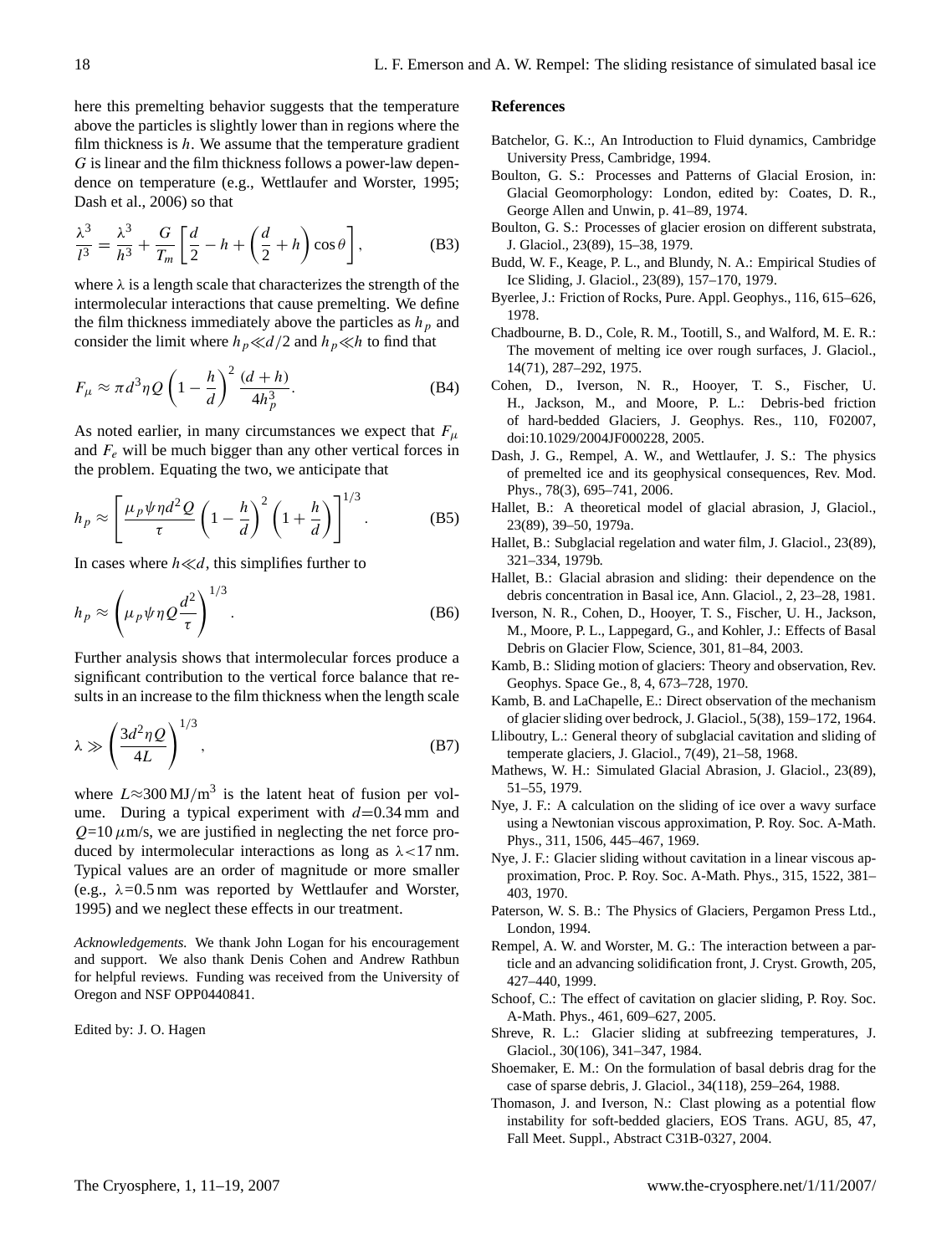here this premelting behavior suggests that the temperature above the particles is slightly lower than in regions where the film thickness is $h$. We assume that the temperature gradient $G$ is linear and the film thickness follows a power-law dependence on temperature (e.g., Wettlaufer and Worster, 1995; Dash et al., 2006) so that

$$\frac{\lambda^3}{l^3} = \frac{\lambda^3}{h^3} + \frac{G}{T_m}\left[\frac{d}{2} - h + \left(\frac{d}{2} + h\right)\cos\theta\right], \tag{B3}$$

where $\lambda$ is a length scale that characterizes the strength of the intermolecular interactions that cause premelting. We define the film thickness immediately above the particles as $h_p$ and consider the limit where $h_p \ll d/2$ and $h_p \ll h$ to find that

$$F_\mu \approx \pi d^3 \eta Q \left(1 - \frac{h}{d}\right)^2 \frac{(d+h)}{4h_p^3}. \tag{B4}$$

As noted earlier, in many circumstances we expect that $F_\mu$ and $F_e$ will be much bigger than any other vertical forces in the problem. Equating the two, we anticipate that

$$h_p \approx \left[\frac{\mu_p \psi \eta d^2 Q}{\tau}\left(1 - \frac{h}{d}\right)^2\left(1 + \frac{h}{d}\right)\right]^{1/3}. \tag{B5}$$

In cases where $h \ll d$, this simplifies further to

$$h_p \approx \left(\mu_p \psi \eta Q \frac{d^2}{\tau}\right)^{1/3}. \tag{B6}$$

Further analysis shows that intermolecular forces produce a significant contribution to the vertical force balance that results in an increase to the film thickness when the length scale

$$\lambda \gg \left(\frac{3d^2 \eta Q}{4L}\right)^{1/3}, \tag{B7}$$

where $L \approx 300\,\mathrm{MJ/m^3}$ is the latent heat of fusion per volume. During a typical experiment with $d$=0.34 mm and $Q$=10 $\mu$m/s, we are justified in neglecting the net force produced by intermolecular interactions as long as $\lambda < 17$ nm. Typical values are an order of magnitude or more smaller (e.g., $\lambda$=0.5 nm was reported by Wettlaufer and Worster, 1995) and we neglect these effects in our treatment.

*Acknowledgements.* We thank John Logan for his encouragement and support. We also thank Denis Cohen and Andrew Rathbun for helpful reviews. Funding was received from the University of Oregon and NSF OPP0440841.

Edited by: J. O. Hagen

## References

Batchelor, G. K.:, An Introduction to Fluid dynamics, Cambridge University Press, Cambridge, 1994.

Boulton, G. S.: Processes and Patterns of Glacial Erosion, in: Glacial Geomorphology: London, edited by: Coates, D. R., George Allen and Unwin, p. 41–89, 1974.

Boulton, G. S.: Processes of glacier erosion on different substrata, J. Glaciol., 23(89), 15–38, 1979.

Budd, W. F., Keage, P. L., and Blundy, N. A.: Empirical Studies of Ice Sliding, J. Glaciol., 23(89), 157–170, 1979.

Byerlee, J.: Friction of Rocks, Pure. Appl. Geophys., 116, 615–626, 1978.

Chadbourne, B. D., Cole, R. M., Tootill, S., and Walford, M. E. R.: The movement of melting ice over rough surfaces, J. Glaciol., 14(71), 287–292, 1975.

Cohen, D., Iverson, N. R., Hooyer, T. S., Fischer, U. H., Jackson, M., and Moore, P. L.: Debris-bed friction of hard-bedded Glaciers, J. Geophys. Res., 110, F02007, doi:10.1029/2004JF000228, 2005.

Dash, J. G., Rempel, A. W., and Wettlaufer, J. S.: The physics of premelted ice and its geophysical consequences, Rev. Mod. Phys., 78(3), 695–741, 2006.

Hallet, B.: A theoretical model of glacial abrasion, J, Glaciol., 23(89), 39–50, 1979a.

Hallet, B.: Subglacial regelation and water film, J. Glaciol., 23(89), 321–334, 1979b.

Hallet, B.: Glacial abrasion and sliding: their dependence on the debris concentration in Basal ice, Ann. Glaciol., 2, 23–28, 1981.

Iverson, N. R., Cohen, D., Hooyer, T. S., Fischer, U. H., Jackson, M., Moore, P. L., Lappegard, G., and Kohler, J.: Effects of Basal Debris on Glacier Flow, Science, 301, 81–84, 2003.

Kamb, B.: Sliding motion of glaciers: Theory and observation, Rev. Geophys. Space Ge., 8, 4, 673–728, 1970.

Kamb, B. and LaChapelle, E.: Direct observation of the mechanism of glacier sliding over bedrock, J. Glaciol., 5(38), 159–172, 1964.

Lliboutry, L.: General theory of subglacial cavitation and sliding of temperate glaciers, J. Glaciol., 7(49), 21–58, 1968.

Mathews, W. H.: Simulated Glacial Abrasion, J. Glaciol., 23(89), 51–55, 1979.

Nye, J. F.: A calculation on the sliding of ice over a wavy surface using a Newtonian viscous approximation, P. Roy. Soc. A-Math. Phys., 311, 1506, 445–467, 1969.

Nye, J. F.: Glacier sliding without cavitation in a linear viscous approximation, Proc. P. Roy. Soc. A-Math. Phys., 315, 1522, 381–403, 1970.

Paterson, W. S. B.: The Physics of Glaciers, Pergamon Press Ltd., London, 1994.

Rempel, A. W. and Worster, M. G.: The interaction between a particle and an advancing solidification front, J. Cryst. Growth, 205, 427–440, 1999.

Schoof, C.: The effect of cavitation on glacier sliding, P. Roy. Soc. A-Math. Phys., 461, 609–627, 2005.

Shreve, R. L.: Glacier sliding at subfreezing temperatures, J. Glaciol., 30(106), 341–347, 1984.

Shoemaker, E. M.: On the formulation of basal debris drag for the case of sparse debris, J. Glaciol., 34(118), 259–264, 1988.

Thomason, J. and Iverson, N.: Clast plowing as a potential flow instability for soft-bedded glaciers, EOS Trans. AGU, 85, 47, Fall Meet. Suppl., Abstract C31B-0327, 2004.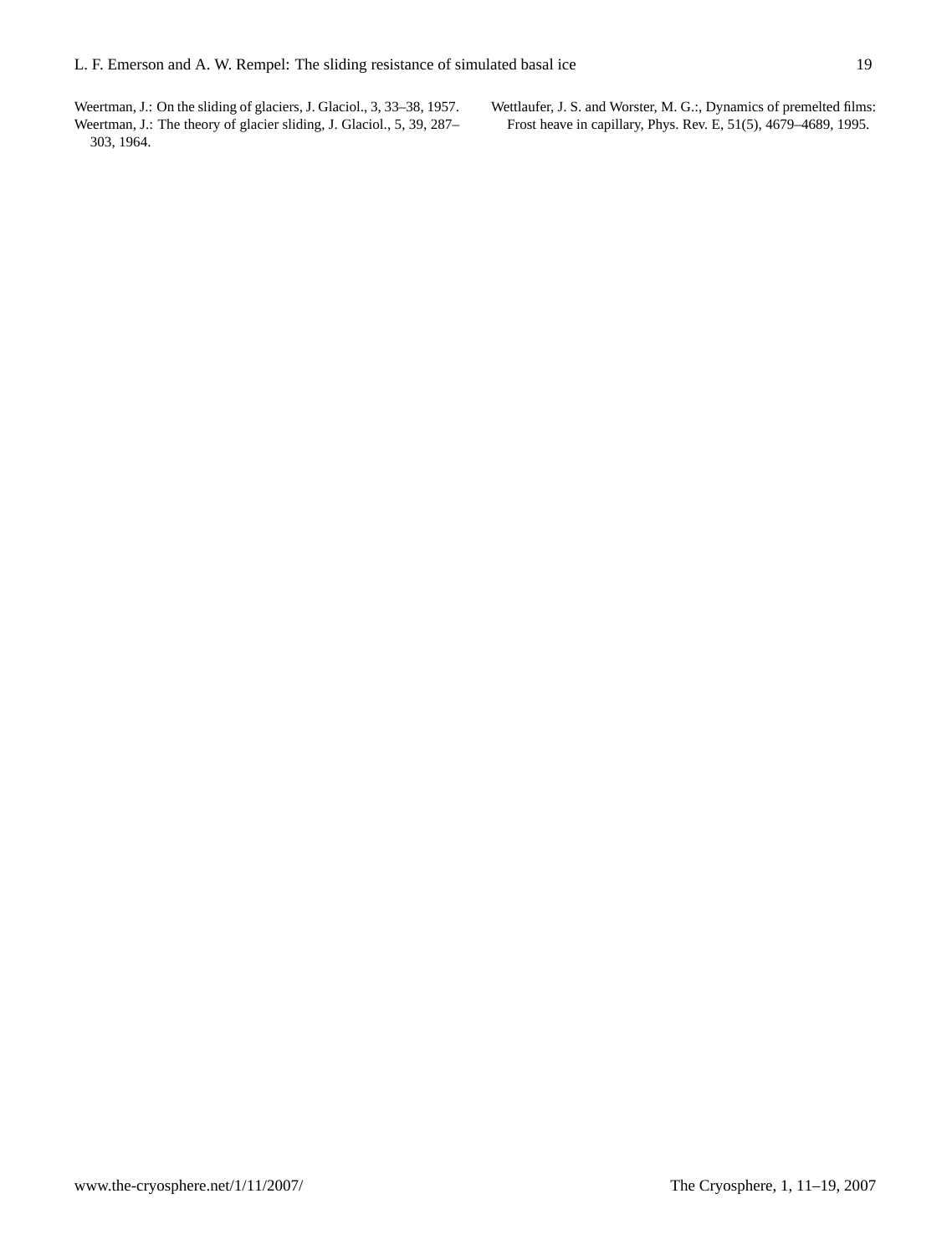Weertman, J.: On the sliding of glaciers, J. Glaciol., 3, 33–38, 1957.

Weertman, J.: The theory of glacier sliding, J. Glaciol., 5, 39, 287–303, 1964.

Wettlaufer, J. S. and Worster, M. G.:, Dynamics of premelted films: Frost heave in capillary, Phys. Rev. E, 51(5), 4679–4689, 1995.